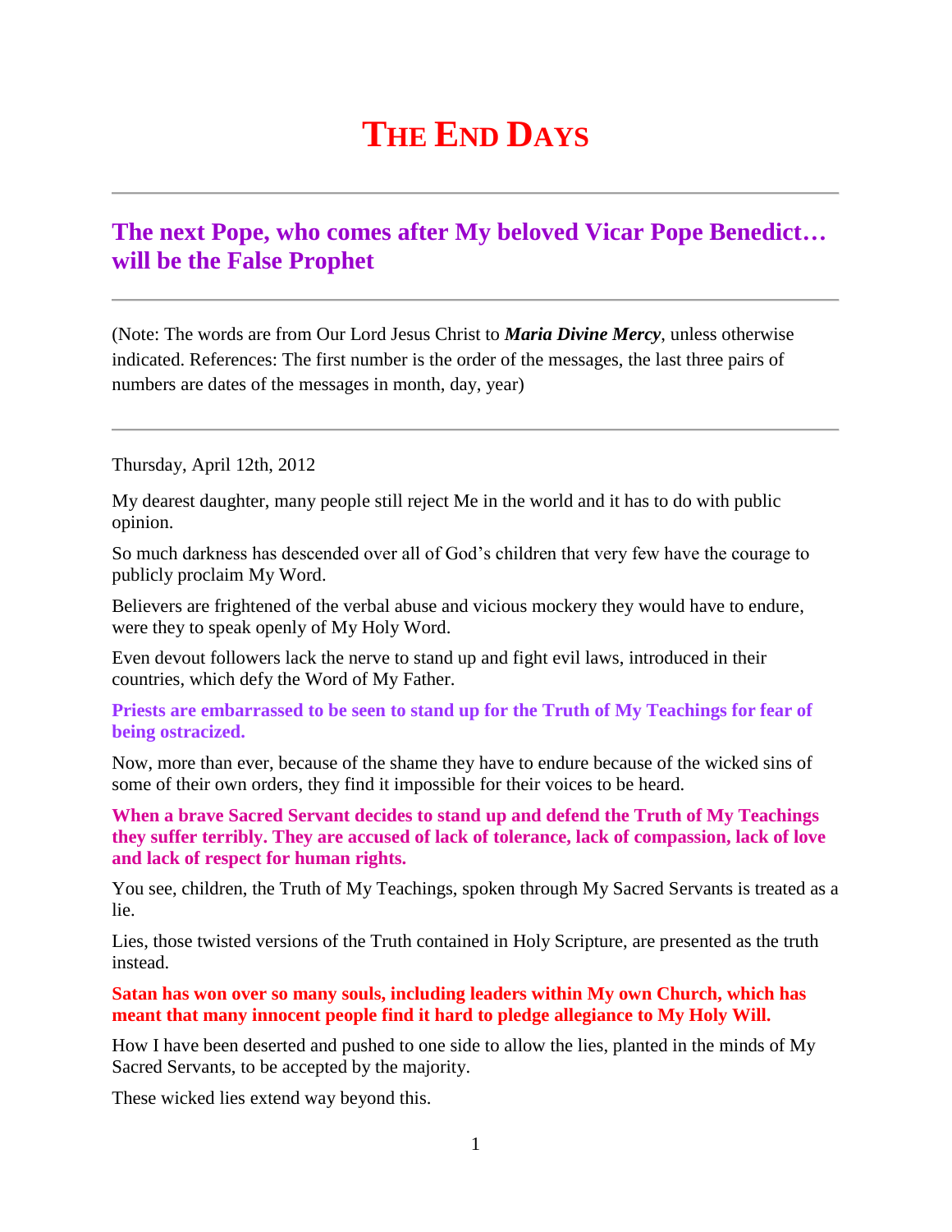# THE END DAYS

## The next Pope, who comes after My beloved Vicar Pope Benedict… will be the False Prophet

(Note: The words are from Our Lord Jesus Christ to ***Maria Divine Mercy***, unless otherwise indicated. References: The first number is the order of the messages, the last three pairs of numbers are dates of the messages in month, day, year)

Thursday, April 12th, 2012

My dearest daughter, many people still reject Me in the world and it has to do with public opinion.

So much darkness has descended over all of God's children that very few have the courage to publicly proclaim My Word.

Believers are frightened of the verbal abuse and vicious mockery they would have to endure, were they to speak openly of My Holy Word.

Even devout followers lack the nerve to stand up and fight evil laws, introduced in their countries, which defy the Word of My Father.

**Priests are embarrassed to be seen to stand up for the Truth of My Teachings for fear of being ostracized.**

Now, more than ever, because of the shame they have to endure because of the wicked sins of some of their own orders, they find it impossible for their voices to be heard.

**When a brave Sacred Servant decides to stand up and defend the Truth of My Teachings they suffer terribly. They are accused of lack of tolerance, lack of compassion, lack of love and lack of respect for human rights.**

You see, children, the Truth of My Teachings, spoken through My Sacred Servants is treated as a lie.

Lies, those twisted versions of the Truth contained in Holy Scripture, are presented as the truth instead.

**Satan has won over so many souls, including leaders within My own Church, which has meant that many innocent people find it hard to pledge allegiance to My Holy Will.**

How I have been deserted and pushed to one side to allow the lies, planted in the minds of My Sacred Servants, to be accepted by the majority.

These wicked lies extend way beyond this.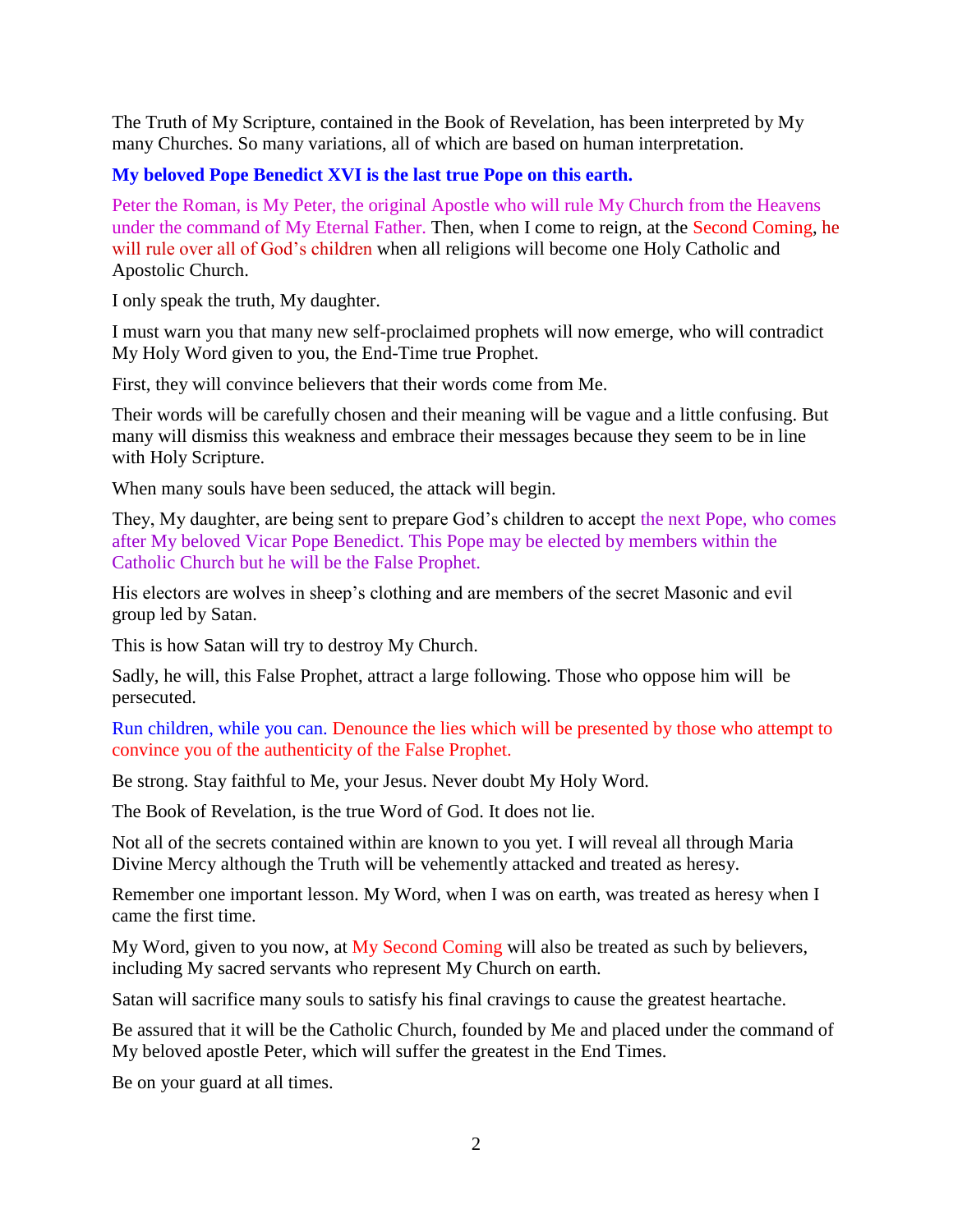The Truth of My Scripture, contained in the Book of Revelation, has been interpreted by My many Churches. So many variations, all of which are based on human interpretation.

**My beloved Pope Benedict XVI is the last true Pope on this earth.**

Peter the Roman, is My Peter, the original Apostle who will rule My Church from the Heavens under the command of My Eternal Father. Then, when I come to reign, at the Second Coming, he will rule over all of God's children when all religions will become one Holy Catholic and Apostolic Church.

I only speak the truth, My daughter.

I must warn you that many new self-proclaimed prophets will now emerge, who will contradict My Holy Word given to you, the End-Time true Prophet.

First, they will convince believers that their words come from Me.

Their words will be carefully chosen and their meaning will be vague and a little confusing. But many will dismiss this weakness and embrace their messages because they seem to be in line with Holy Scripture.

When many souls have been seduced, the attack will begin.

They, My daughter, are being sent to prepare God's children to accept the next Pope, who comes after My beloved Vicar Pope Benedict. This Pope may be elected by members within the Catholic Church but he will be the False Prophet.

His electors are wolves in sheep's clothing and are members of the secret Masonic and evil group led by Satan.

This is how Satan will try to destroy My Church.

Sadly, he will, this False Prophet, attract a large following. Those who oppose him will be persecuted.

Run children, while you can. Denounce the lies which will be presented by those who attempt to convince you of the authenticity of the False Prophet.

Be strong. Stay faithful to Me, your Jesus. Never doubt My Holy Word.

The Book of Revelation, is the true Word of God. It does not lie.

Not all of the secrets contained within are known to you yet. I will reveal all through Maria Divine Mercy although the Truth will be vehemently attacked and treated as heresy.

Remember one important lesson. My Word, when I was on earth, was treated as heresy when I came the first time.

My Word, given to you now, at My Second Coming will also be treated as such by believers, including My sacred servants who represent My Church on earth.

Satan will sacrifice many souls to satisfy his final cravings to cause the greatest heartache.

Be assured that it will be the Catholic Church, founded by Me and placed under the command of My beloved apostle Peter, which will suffer the greatest in the End Times.

Be on your guard at all times.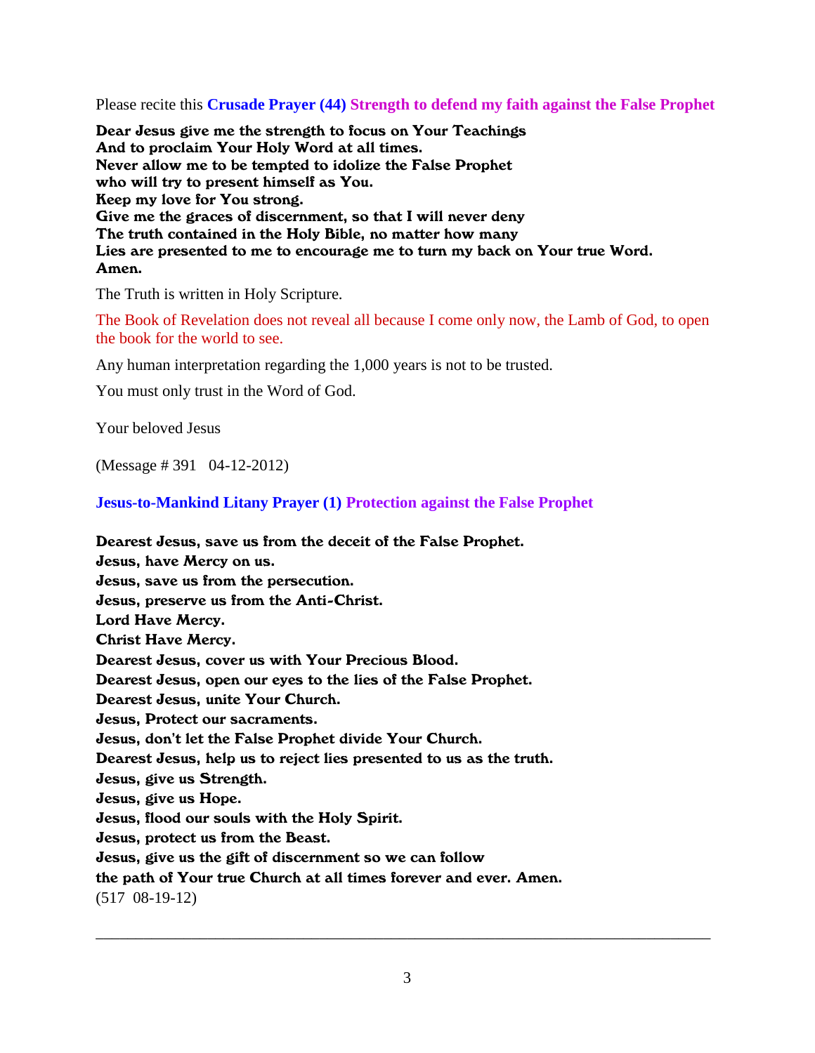Please recite this **Crusade Prayer (44) Strength to defend my faith against the False Prophet**

**Dear Jesus give me the strength to focus on Your Teachings**
**And to proclaim Your Holy Word at all times.**
**Never allow me to be tempted to idolize the False Prophet**
**who will try to present himself as You.**
**Keep my love for You strong.**
**Give me the graces of discernment, so that I will never deny**
**The truth contained in the Holy Bible, no matter how many**
**Lies are presented to me to encourage me to turn my back on Your true Word.**
**Amen.**

The Truth is written in Holy Scripture.

The Book of Revelation does not reveal all because I come only now, the Lamb of God, to open the book for the world to see.

Any human interpretation regarding the 1,000 years is not to be trusted.

You must only trust in the Word of God.

Your beloved Jesus

(Message # 391   04-12-2012)

**Jesus-to-Mankind Litany Prayer (1) Protection against the False Prophet**

**Dearest Jesus, save us from the deceit of the False Prophet.**
**Jesus, have Mercy on us.**
**Jesus, save us from the persecution.**
**Jesus, preserve us from the Anti-Christ.**
**Lord Have Mercy.**
**Christ Have Mercy.**
**Dearest Jesus, cover us with Your Precious Blood.**
**Dearest Jesus, open our eyes to the lies of the False Prophet.**
**Dearest Jesus, unite Your Church.**
**Jesus, Protect our sacraments.**
**Jesus, don't let the False Prophet divide Your Church.**
**Dearest Jesus, help us to reject lies presented to us as the truth.**
**Jesus, give us Strength.**
**Jesus, give us Hope.**
**Jesus, flood our souls with the Holy Spirit.**
**Jesus, protect us from the Beast.**
**Jesus, give us the gift of discernment so we can follow**
**the path of Your true Church at all times forever and ever. Amen.**
(517  08-19-12)

---